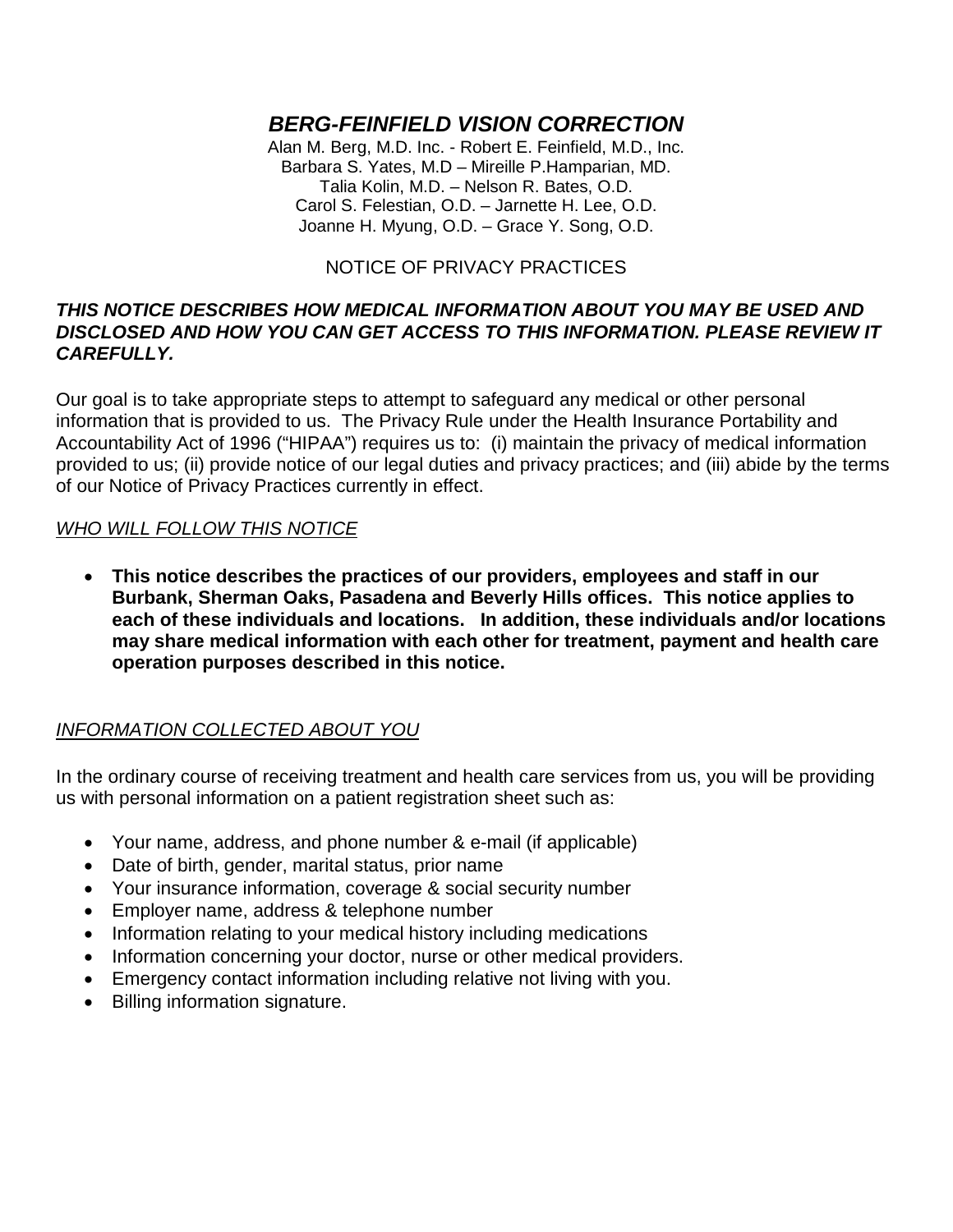# *BERG-FEINFIELD VISION CORRECTION*

Alan M. Berg, M.D. Inc. - Robert E. Feinfield, M.D., Inc.
Barbara S. Yates, M.D – Mireille P.Hamparian, MD.
Talia Kolin, M.D. – Nelson R. Bates, O.D.
Carol S. Felestian, O.D. – Jarnette H. Lee, O.D.
Joanne H. Myung, O.D. – Grace Y. Song, O.D.

NOTICE OF PRIVACY PRACTICES

***THIS NOTICE DESCRIBES HOW MEDICAL INFORMATION ABOUT YOU MAY BE USED AND DISCLOSED AND HOW YOU CAN GET ACCESS TO THIS INFORMATION. PLEASE REVIEW IT CAREFULLY.***

Our goal is to take appropriate steps to attempt to safeguard any medical or other personal information that is provided to us. The Privacy Rule under the Health Insurance Portability and Accountability Act of 1996 ("HIPAA") requires us to: (i) maintain the privacy of medical information provided to us; (ii) provide notice of our legal duties and privacy practices; and (iii) abide by the terms of our Notice of Privacy Practices currently in effect.

## *WHO WILL FOLLOW THIS NOTICE*

- **This notice describes the practices of our providers, employees and staff in our Burbank, Sherman Oaks, Pasadena and Beverly Hills offices. This notice applies to each of these individuals and locations. In addition, these individuals and/or locations may share medical information with each other for treatment, payment and health care operation purposes described in this notice.**

## *INFORMATION COLLECTED ABOUT YOU*

In the ordinary course of receiving treatment and health care services from us, you will be providing us with personal information on a patient registration sheet such as:

- Your name, address, and phone number & e-mail (if applicable)
- Date of birth, gender, marital status, prior name
- Your insurance information, coverage & social security number
- Employer name, address & telephone number
- Information relating to your medical history including medications
- Information concerning your doctor, nurse or other medical providers.
- Emergency contact information including relative not living with you.
- Billing information signature.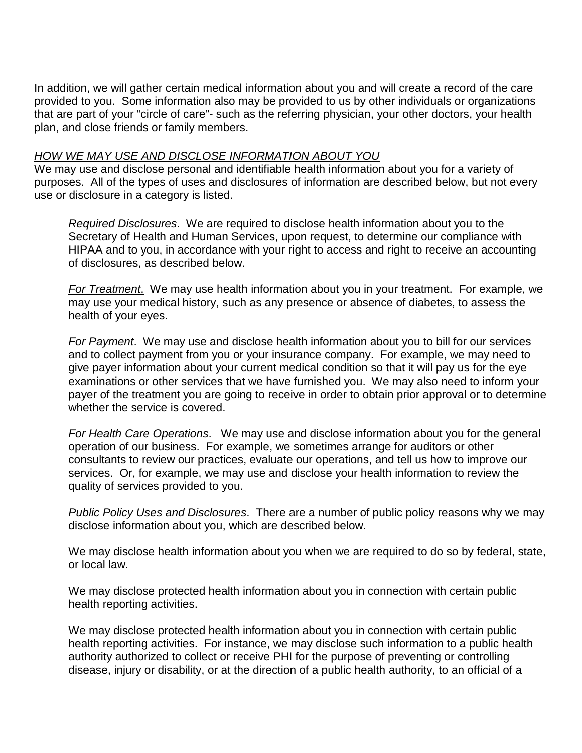In addition, we will gather certain medical information about you and will create a record of the care provided to you. Some information also may be provided to us by other individuals or organizations that are part of your "circle of care"- such as the referring physician, your other doctors, your health plan, and close friends or family members.

*HOW WE MAY USE AND DISCLOSE INFORMATION ABOUT YOU*

We may use and disclose personal and identifiable health information about you for a variety of purposes. All of the types of uses and disclosures of information are described below, but not every use or disclosure in a category is listed.

*Required Disclosures*. We are required to disclose health information about you to the Secretary of Health and Human Services, upon request, to determine our compliance with HIPAA and to you, in accordance with your right to access and right to receive an accounting of disclosures, as described below.

*For Treatment*. We may use health information about you in your treatment. For example, we may use your medical history, such as any presence or absence of diabetes, to assess the health of your eyes.

*For Payment*. We may use and disclose health information about you to bill for our services and to collect payment from you or your insurance company. For example, we may need to give payer information about your current medical condition so that it will pay us for the eye examinations or other services that we have furnished you. We may also need to inform your payer of the treatment you are going to receive in order to obtain prior approval or to determine whether the service is covered.

*For Health Care Operations*. We may use and disclose information about you for the general operation of our business. For example, we sometimes arrange for auditors or other consultants to review our practices, evaluate our operations, and tell us how to improve our services. Or, for example, we may use and disclose your health information to review the quality of services provided to you.

*Public Policy Uses and Disclosures*. There are a number of public policy reasons why we may disclose information about you, which are described below.

We may disclose health information about you when we are required to do so by federal, state, or local law.

We may disclose protected health information about you in connection with certain public health reporting activities.

We may disclose protected health information about you in connection with certain public health reporting activities. For instance, we may disclose such information to a public health authority authorized to collect or receive PHI for the purpose of preventing or controlling disease, injury or disability, or at the direction of a public health authority, to an official of a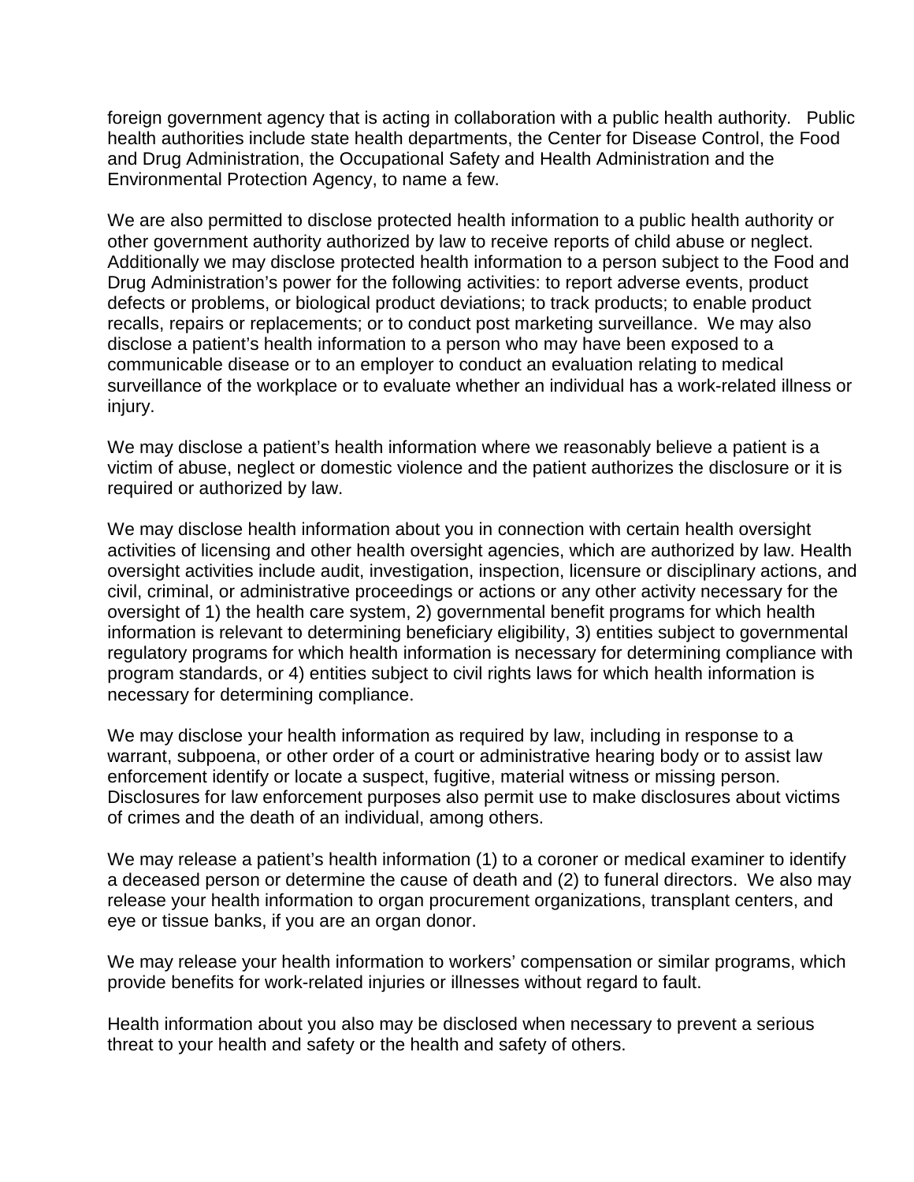foreign government agency that is acting in collaboration with a public health authority. Public health authorities include state health departments, the Center for Disease Control, the Food and Drug Administration, the Occupational Safety and Health Administration and the Environmental Protection Agency, to name a few.

We are also permitted to disclose protected health information to a public health authority or other government authority authorized by law to receive reports of child abuse or neglect. Additionally we may disclose protected health information to a person subject to the Food and Drug Administration's power for the following activities: to report adverse events, product defects or problems, or biological product deviations; to track products; to enable product recalls, repairs or replacements; or to conduct post marketing surveillance. We may also disclose a patient's health information to a person who may have been exposed to a communicable disease or to an employer to conduct an evaluation relating to medical surveillance of the workplace or to evaluate whether an individual has a work-related illness or injury.

We may disclose a patient's health information where we reasonably believe a patient is a victim of abuse, neglect or domestic violence and the patient authorizes the disclosure or it is required or authorized by law.

We may disclose health information about you in connection with certain health oversight activities of licensing and other health oversight agencies, which are authorized by law. Health oversight activities include audit, investigation, inspection, licensure or disciplinary actions, and civil, criminal, or administrative proceedings or actions or any other activity necessary for the oversight of 1) the health care system, 2) governmental benefit programs for which health information is relevant to determining beneficiary eligibility, 3) entities subject to governmental regulatory programs for which health information is necessary for determining compliance with program standards, or 4) entities subject to civil rights laws for which health information is necessary for determining compliance.

We may disclose your health information as required by law, including in response to a warrant, subpoena, or other order of a court or administrative hearing body or to assist law enforcement identify or locate a suspect, fugitive, material witness or missing person. Disclosures for law enforcement purposes also permit use to make disclosures about victims of crimes and the death of an individual, among others.

We may release a patient's health information (1) to a coroner or medical examiner to identify a deceased person or determine the cause of death and (2) to funeral directors. We also may release your health information to organ procurement organizations, transplant centers, and eye or tissue banks, if you are an organ donor.

We may release your health information to workers' compensation or similar programs, which provide benefits for work-related injuries or illnesses without regard to fault.

Health information about you also may be disclosed when necessary to prevent a serious threat to your health and safety or the health and safety of others.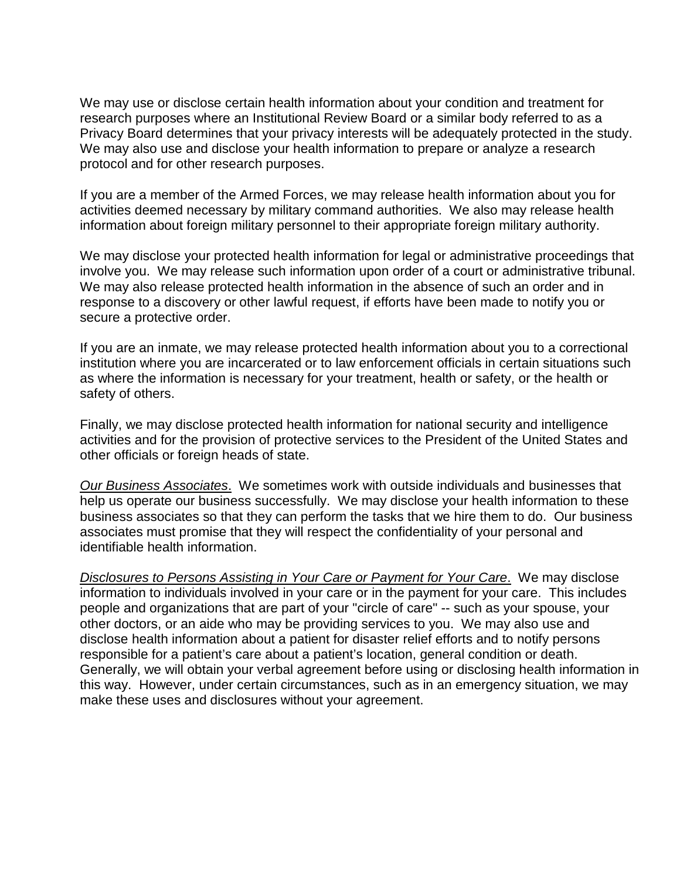We may use or disclose certain health information about your condition and treatment for research purposes where an Institutional Review Board or a similar body referred to as a Privacy Board determines that your privacy interests will be adequately protected in the study. We may also use and disclose your health information to prepare or analyze a research protocol and for other research purposes.

If you are a member of the Armed Forces, we may release health information about you for activities deemed necessary by military command authorities. We also may release health information about foreign military personnel to their appropriate foreign military authority.

We may disclose your protected health information for legal or administrative proceedings that involve you. We may release such information upon order of a court or administrative tribunal. We may also release protected health information in the absence of such an order and in response to a discovery or other lawful request, if efforts have been made to notify you or secure a protective order.

If you are an inmate, we may release protected health information about you to a correctional institution where you are incarcerated or to law enforcement officials in certain situations such as where the information is necessary for your treatment, health or safety, or the health or safety of others.

Finally, we may disclose protected health information for national security and intelligence activities and for the provision of protective services to the President of the United States and other officials or foreign heads of state.

*Our Business Associates*. We sometimes work with outside individuals and businesses that help us operate our business successfully. We may disclose your health information to these business associates so that they can perform the tasks that we hire them to do. Our business associates must promise that they will respect the confidentiality of your personal and identifiable health information.

*Disclosures to Persons Assisting in Your Care or Payment for Your Care*. We may disclose information to individuals involved in your care or in the payment for your care. This includes people and organizations that are part of your "circle of care" -- such as your spouse, your other doctors, or an aide who may be providing services to you. We may also use and disclose health information about a patient for disaster relief efforts and to notify persons responsible for a patient's care about a patient's location, general condition or death. Generally, we will obtain your verbal agreement before using or disclosing health information in this way. However, under certain circumstances, such as in an emergency situation, we may make these uses and disclosures without your agreement.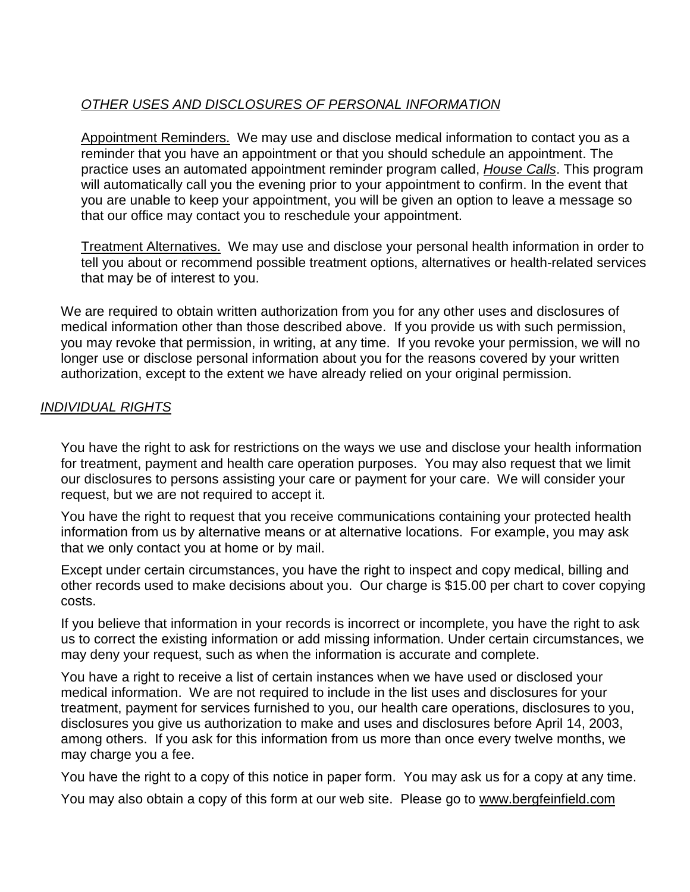*OTHER USES AND DISCLOSURES OF PERSONAL INFORMATION*

Appointment Reminders. We may use and disclose medical information to contact you as a reminder that you have an appointment or that you should schedule an appointment. The practice uses an automated appointment reminder program called, *House Calls*. This program will automatically call you the evening prior to your appointment to confirm. In the event that you are unable to keep your appointment, you will be given an option to leave a message so that our office may contact you to reschedule your appointment.

Treatment Alternatives. We may use and disclose your personal health information in order to tell you about or recommend possible treatment options, alternatives or health-related services that may be of interest to you.

We are required to obtain written authorization from you for any other uses and disclosures of medical information other than those described above. If you provide us with such permission, you may revoke that permission, in writing, at any time. If you revoke your permission, we will no longer use or disclose personal information about you for the reasons covered by your written authorization, except to the extent we have already relied on your original permission.

*INDIVIDUAL RIGHTS*

You have the right to ask for restrictions on the ways we use and disclose your health information for treatment, payment and health care operation purposes. You may also request that we limit our disclosures to persons assisting your care or payment for your care. We will consider your request, but we are not required to accept it.

You have the right to request that you receive communications containing your protected health information from us by alternative means or at alternative locations. For example, you may ask that we only contact you at home or by mail.

Except under certain circumstances, you have the right to inspect and copy medical, billing and other records used to make decisions about you. Our charge is $15.00 per chart to cover copying costs.

If you believe that information in your records is incorrect or incomplete, you have the right to ask us to correct the existing information or add missing information. Under certain circumstances, we may deny your request, such as when the information is accurate and complete.

You have a right to receive a list of certain instances when we have used or disclosed your medical information. We are not required to include in the list uses and disclosures for your treatment, payment for services furnished to you, our health care operations, disclosures to you, disclosures you give us authorization to make and uses and disclosures before April 14, 2003, among others. If you ask for this information from us more than once every twelve months, we may charge you a fee.

You have the right to a copy of this notice in paper form. You may ask us for a copy at any time.

You may also obtain a copy of this form at our web site. Please go to www.bergfeinfield.com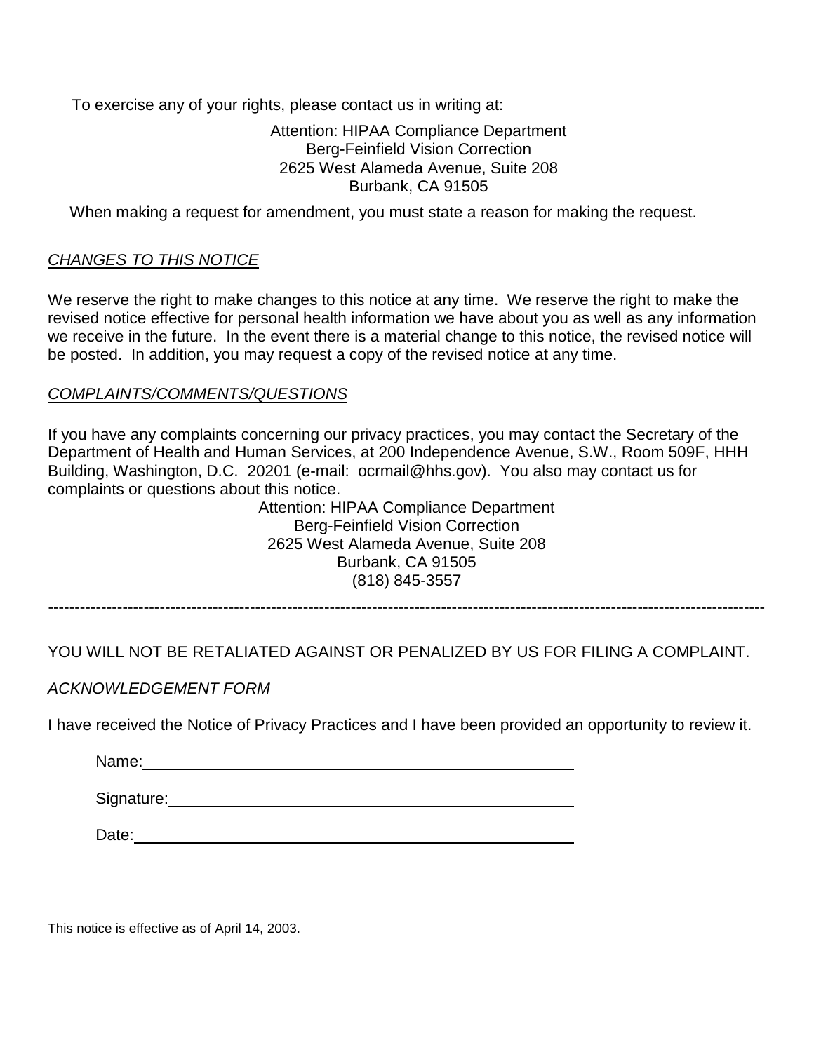To exercise any of your rights, please contact us in writing at:

Attention: HIPAA Compliance Department
Berg-Feinfield Vision Correction
2625 West Alameda Avenue, Suite 208
Burbank, CA 91505

When making a request for amendment, you must state a reason for making the request.

*CHANGES TO THIS NOTICE*

We reserve the right to make changes to this notice at any time. We reserve the right to make the revised notice effective for personal health information we have about you as well as any information we receive in the future. In the event there is a material change to this notice, the revised notice will be posted. In addition, you may request a copy of the revised notice at any time.

*COMPLAINTS/COMMENTS/QUESTIONS*

If you have any complaints concerning our privacy practices, you may contact the Secretary of the Department of Health and Human Services, at 200 Independence Avenue, S.W., Room 509F, HHH Building, Washington, D.C. 20201 (e-mail: ocrmail@hhs.gov). You also may contact us for complaints or questions about this notice.

Attention: HIPAA Compliance Department
Berg-Feinfield Vision Correction
2625 West Alameda Avenue, Suite 208
Burbank, CA 91505
(818) 845-3557

---

YOU WILL NOT BE RETALIATED AGAINST OR PENALIZED BY US FOR FILING A COMPLAINT.

*ACKNOWLEDGEMENT FORM*

I have received the Notice of Privacy Practices and I have been provided an opportunity to review it.

Name: ____________________________________________

Signature: ________________________________________

Date: _____________________________________________

This notice is effective as of April 14, 2003.